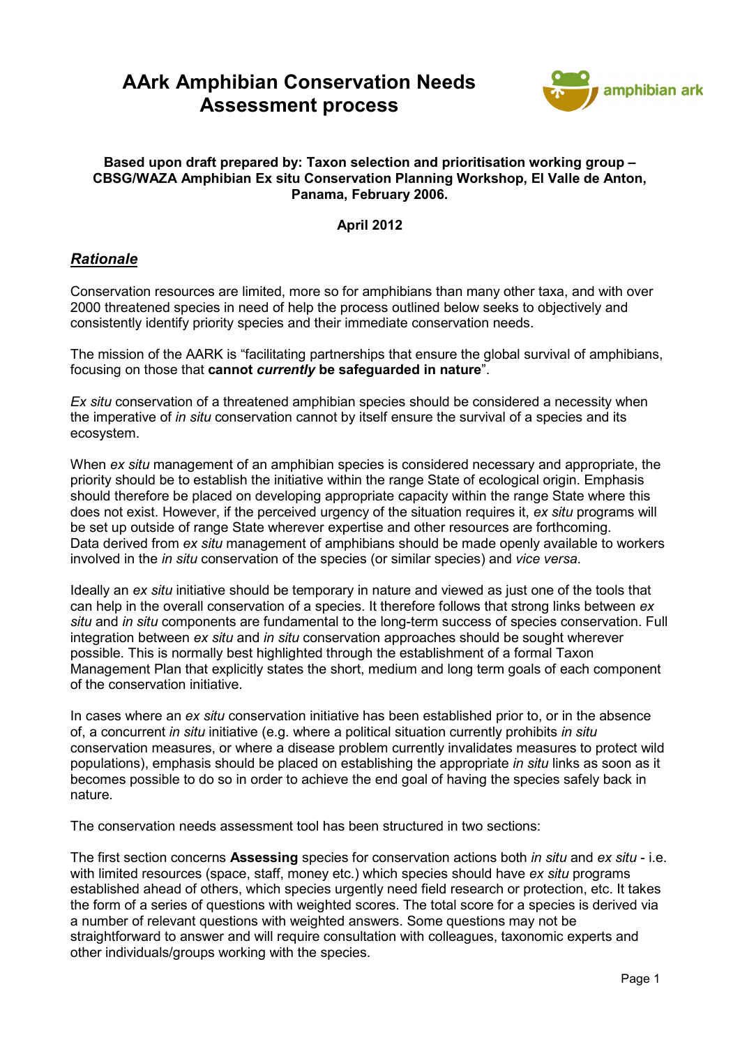# AArk Amphibian Conservation Needs Assessment process

**Based upon draft prepared by: Taxon selection and prioritisation working group – CBSG/WAZA Amphibian Ex situ Conservation Planning Workshop, El Valle de Anton, Panama, February 2006.**

**April 2012**

## ***Rationale***

Conservation resources are limited, more so for amphibians than many other taxa, and with over 2000 threatened species in need of help the process outlined below seeks to objectively and consistently identify priority species and their immediate conservation needs.

The mission of the AARK is "facilitating partnerships that ensure the global survival of amphibians, focusing on those that **cannot *currently* be safeguarded in nature**".

*Ex situ* conservation of a threatened amphibian species should be considered a necessity when the imperative of *in situ* conservation cannot by itself ensure the survival of a species and its ecosystem.

When *ex situ* management of an amphibian species is considered necessary and appropriate, the priority should be to establish the initiative within the range State of ecological origin. Emphasis should therefore be placed on developing appropriate capacity within the range State where this does not exist. However, if the perceived urgency of the situation requires it, *ex situ* programs will be set up outside of range State wherever expertise and other resources are forthcoming. Data derived from *ex situ* management of amphibians should be made openly available to workers involved in the *in situ* conservation of the species (or similar species) and *vice versa*.

Ideally an *ex situ* initiative should be temporary in nature and viewed as just one of the tools that can help in the overall conservation of a species. It therefore follows that strong links between *ex situ* and *in situ* components are fundamental to the long-term success of species conservation. Full integration between *ex situ* and *in situ* conservation approaches should be sought wherever possible. This is normally best highlighted through the establishment of a formal Taxon Management Plan that explicitly states the short, medium and long term goals of each component of the conservation initiative.

In cases where an *ex situ* conservation initiative has been established prior to, or in the absence of, a concurrent *in situ* initiative (e.g. where a political situation currently prohibits *in situ* conservation measures, or where a disease problem currently invalidates measures to protect wild populations), emphasis should be placed on establishing the appropriate *in situ* links as soon as it becomes possible to do so in order to achieve the end goal of having the species safely back in nature.

The conservation needs assessment tool has been structured in two sections:

The first section concerns **Assessing** species for conservation actions both *in situ* and *ex situ* - i.e. with limited resources (space, staff, money etc.) which species should have *ex situ* programs established ahead of others, which species urgently need field research or protection, etc. It takes the form of a series of questions with weighted scores. The total score for a species is derived via a number of relevant questions with weighted answers. Some questions may not be straightforward to answer and will require consultation with colleagues, taxonomic experts and other individuals/groups working with the species.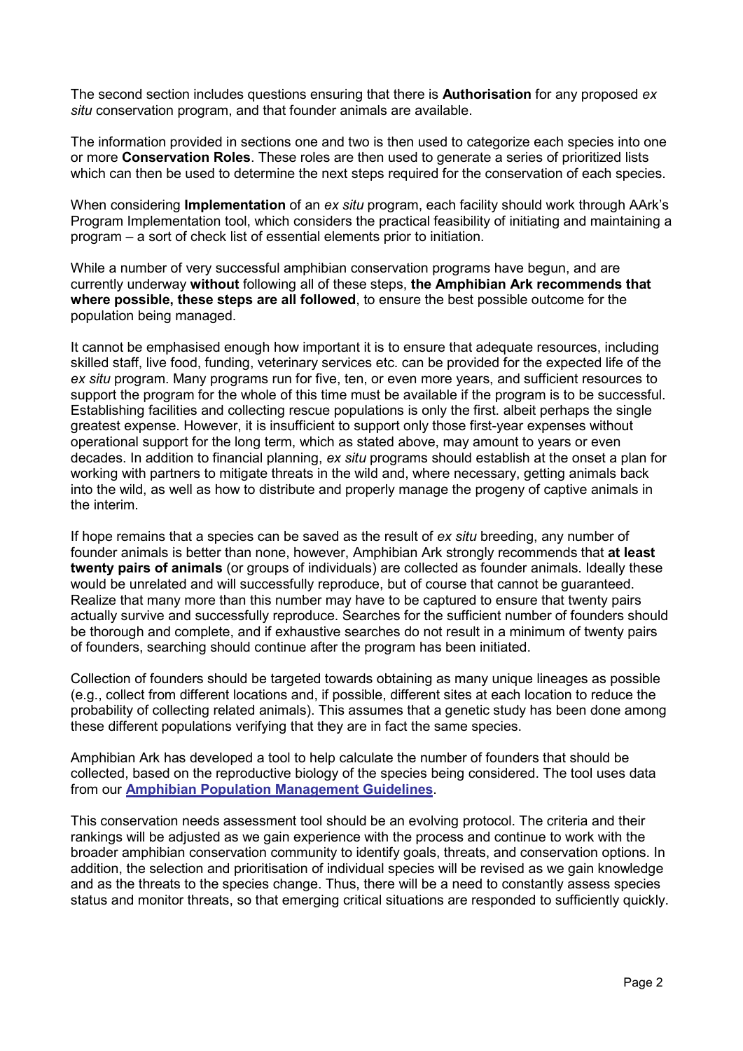The second section includes questions ensuring that there is **Authorisation** for any proposed *ex situ* conservation program, and that founder animals are available.

The information provided in sections one and two is then used to categorize each species into one or more **Conservation Roles**. These roles are then used to generate a series of prioritized lists which can then be used to determine the next steps required for the conservation of each species.

When considering **Implementation** of an *ex situ* program, each facility should work through AArk's Program Implementation tool, which considers the practical feasibility of initiating and maintaining a program – a sort of check list of essential elements prior to initiation.

While a number of very successful amphibian conservation programs have begun, and are currently underway **without** following all of these steps, **the Amphibian Ark recommends that where possible, these steps are all followed**, to ensure the best possible outcome for the population being managed.

It cannot be emphasised enough how important it is to ensure that adequate resources, including skilled staff, live food, funding, veterinary services etc. can be provided for the expected life of the *ex situ* program. Many programs run for five, ten, or even more years, and sufficient resources to support the program for the whole of this time must be available if the program is to be successful. Establishing facilities and collecting rescue populations is only the first. albeit perhaps the single greatest expense. However, it is insufficient to support only those first-year expenses without operational support for the long term, which as stated above, may amount to years or even decades. In addition to financial planning, *ex situ* programs should establish at the onset a plan for working with partners to mitigate threats in the wild and, where necessary, getting animals back into the wild, as well as how to distribute and properly manage the progeny of captive animals in the interim.

If hope remains that a species can be saved as the result of *ex situ* breeding, any number of founder animals is better than none, however, Amphibian Ark strongly recommends that **at least twenty pairs of animals** (or groups of individuals) are collected as founder animals. Ideally these would be unrelated and will successfully reproduce, but of course that cannot be guaranteed. Realize that many more than this number may have to be captured to ensure that twenty pairs actually survive and successfully reproduce. Searches for the sufficient number of founders should be thorough and complete, and if exhaustive searches do not result in a minimum of twenty pairs of founders, searching should continue after the program has been initiated.

Collection of founders should be targeted towards obtaining as many unique lineages as possible (e.g., collect from different locations and, if possible, different sites at each location to reduce the probability of collecting related animals). This assumes that a genetic study has been done among these different populations verifying that they are in fact the same species.

Amphibian Ark has developed a tool to help calculate the number of founders that should be collected, based on the reproductive biology of the species being considered. The tool uses data from our **Amphibian Population Management Guidelines**.

This conservation needs assessment tool should be an evolving protocol. The criteria and their rankings will be adjusted as we gain experience with the process and continue to work with the broader amphibian conservation community to identify goals, threats, and conservation options. In addition, the selection and prioritisation of individual species will be revised as we gain knowledge and as the threats to the species change. Thus, there will be a need to constantly assess species status and monitor threats, so that emerging critical situations are responded to sufficiently quickly.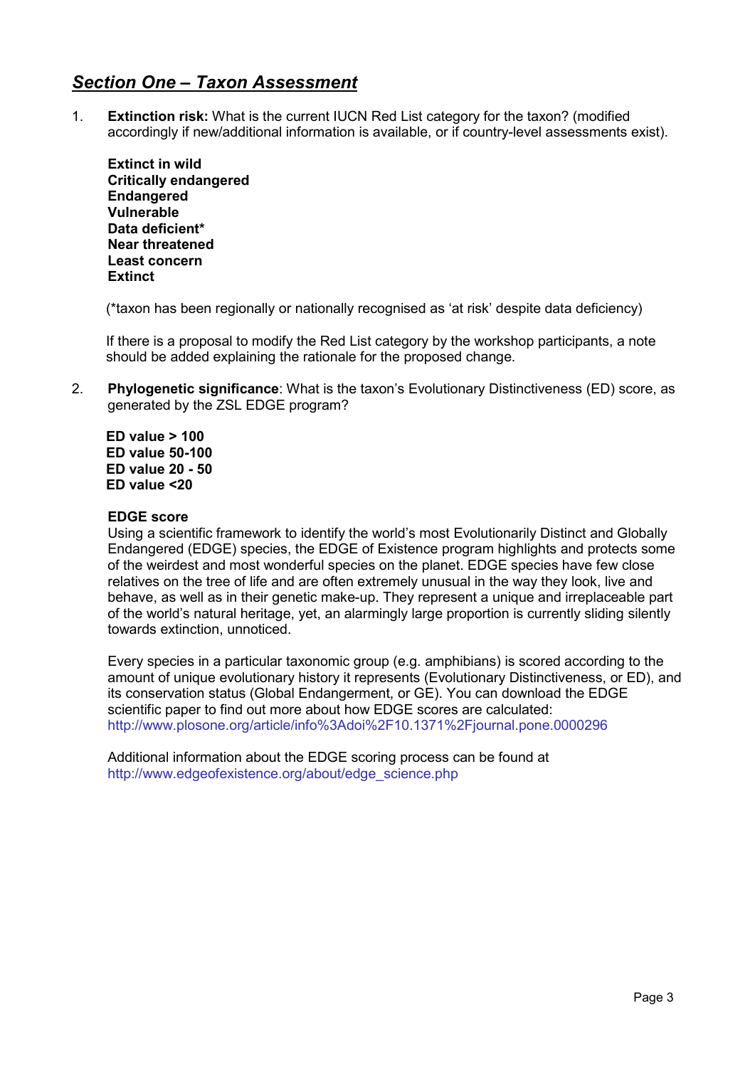## *Section One – Taxon Assessment*

1. **Extinction risk:** What is the current IUCN Red List category for the taxon? (modified accordingly if new/additional information is available, or if country-level assessments exist).

   **Extinct in wild**
   **Critically endangered**
   **Endangered**
   **Vulnerable**
   **Data deficient***
   **Near threatened**
   **Least concern**
   **Extinct**

   (*taxon has been regionally or nationally recognised as 'at risk' despite data deficiency)

   If there is a proposal to modify the Red List category by the workshop participants, a note should be added explaining the rationale for the proposed change.

2. **Phylogenetic significance**: What is the taxon's Evolutionary Distinctiveness (ED) score, as generated by the ZSL EDGE program?

   **ED value > 100**
   **ED value 50-100**
   **ED value 20 - 50**
   **ED value <20**

   **EDGE score**

   Using a scientific framework to identify the world's most Evolutionarily Distinct and Globally Endangered (EDGE) species, the EDGE of Existence program highlights and protects some of the weirdest and most wonderful species on the planet. EDGE species have few close relatives on the tree of life and are often extremely unusual in the way they look, live and behave, as well as in their genetic make-up. They represent a unique and irreplaceable part of the world's natural heritage, yet, an alarmingly large proportion is currently sliding silently towards extinction, unnoticed.

   Every species in a particular taxonomic group (e.g. amphibians) is scored according to the amount of unique evolutionary history it represents (Evolutionary Distinctiveness, or ED), and its conservation status (Global Endangerment, or GE). You can download the EDGE scientific paper to find out more about how EDGE scores are calculated: http://www.plosone.org/article/info%3Adoi%2F10.1371%2Fjournal.pone.0000296

   Additional information about the EDGE scoring process can be found at http://www.edgeofexistence.org/about/edge_science.php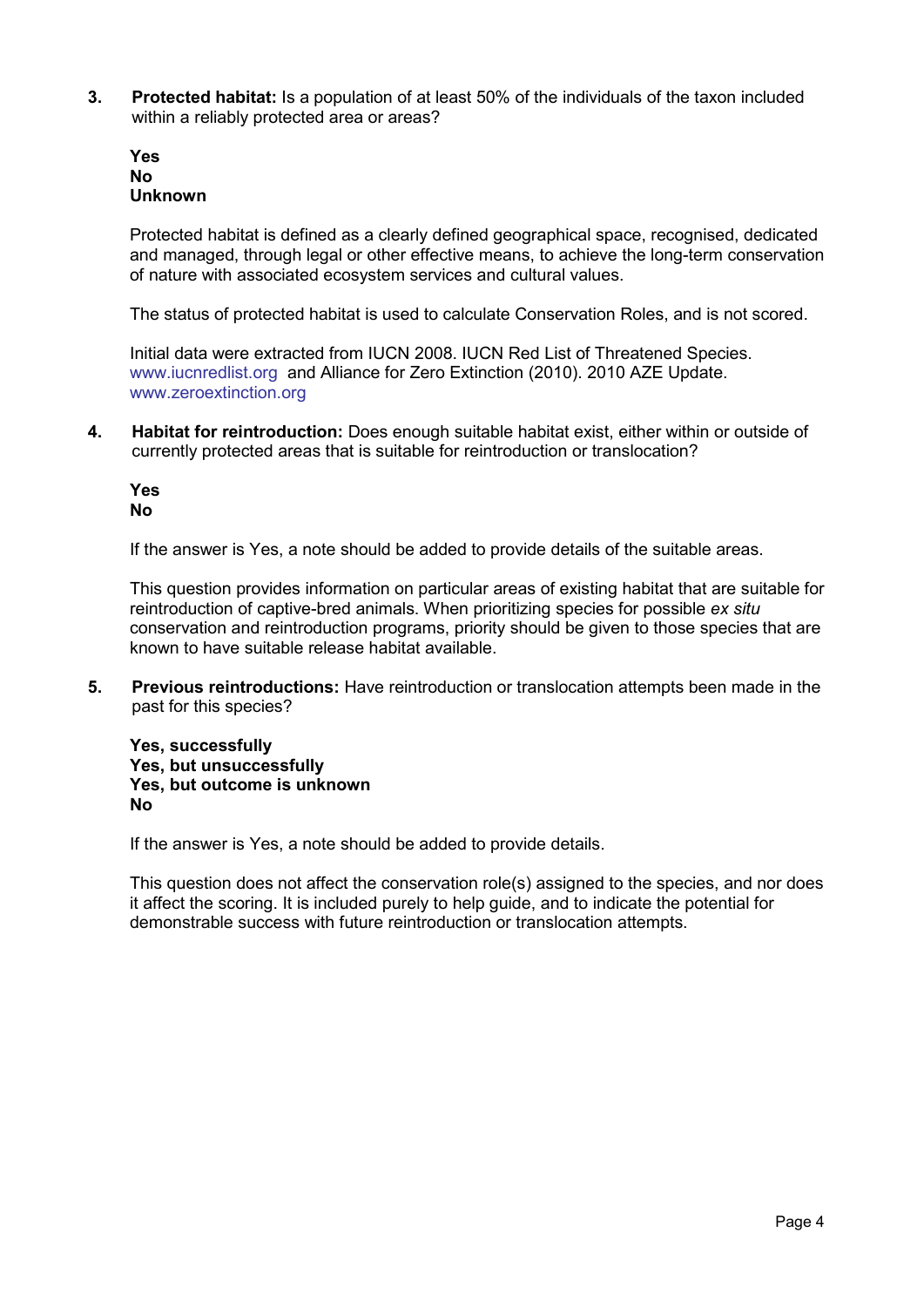3. **Protected habitat:** Is a population of at least 50% of the individuals of the taxon included within a reliably protected area or areas?

   **Yes**
   **No**
   **Unknown**

   Protected habitat is defined as a clearly defined geographical space, recognised, dedicated and managed, through legal or other effective means, to achieve the long-term conservation of nature with associated ecosystem services and cultural values.

   The status of protected habitat is used to calculate Conservation Roles, and is not scored.

   Initial data were extracted from IUCN 2008. IUCN Red List of Threatened Species. www.iucnredlist.org and Alliance for Zero Extinction (2010). 2010 AZE Update. www.zeroextinction.org

4. **Habitat for reintroduction:** Does enough suitable habitat exist, either within or outside of currently protected areas that is suitable for reintroduction or translocation?

   **Yes**
   **No**

   If the answer is Yes, a note should be added to provide details of the suitable areas.

   This question provides information on particular areas of existing habitat that are suitable for reintroduction of captive-bred animals. When prioritizing species for possible *ex situ* conservation and reintroduction programs, priority should be given to those species that are known to have suitable release habitat available.

5. **Previous reintroductions:** Have reintroduction or translocation attempts been made in the past for this species?

   **Yes, successfully**
   **Yes, but unsuccessfully**
   **Yes, but outcome is unknown**
   **No**

   If the answer is Yes, a note should be added to provide details.

   This question does not affect the conservation role(s) assigned to the species, and nor does it affect the scoring. It is included purely to help guide, and to indicate the potential for demonstrable success with future reintroduction or translocation attempts.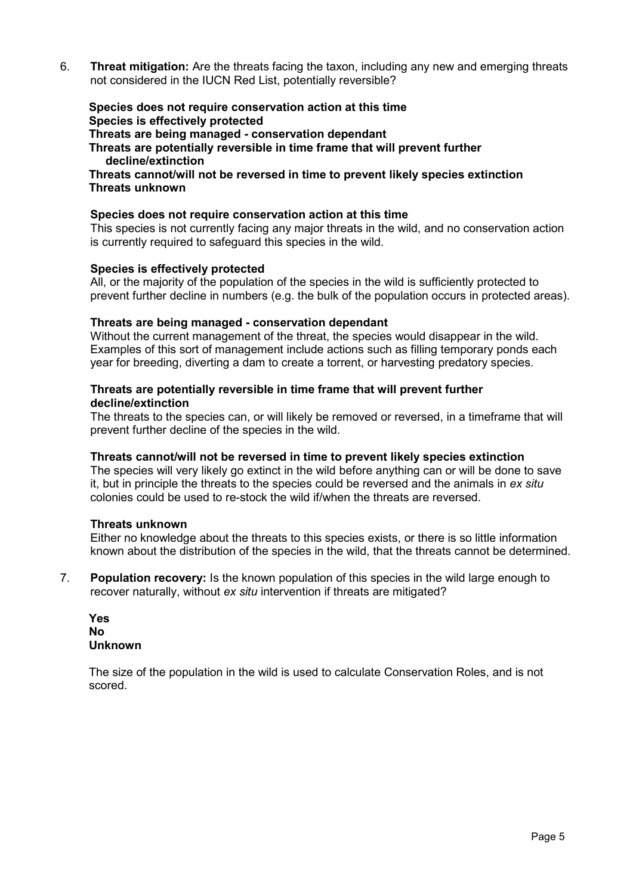6. **Threat mitigation:** Are the threats facing the taxon, including any new and emerging threats not considered in the IUCN Red List, potentially reversible?

   **Species does not require conservation action at this time**
   **Species is effectively protected**
   **Threats are being managed - conservation dependant**
   **Threats are potentially reversible in time frame that will prevent further decline/extinction**
   **Threats cannot/will not be reversed in time to prevent likely species extinction**
   **Threats unknown**

   **Species does not require conservation action at this time**
   This species is not currently facing any major threats in the wild, and no conservation action is currently required to safeguard this species in the wild.

   **Species is effectively protected**
   All, or the majority of the population of the species in the wild is sufficiently protected to prevent further decline in numbers (e.g. the bulk of the population occurs in protected areas).

   **Threats are being managed - conservation dependant**
   Without the current management of the threat, the species would disappear in the wild. Examples of this sort of management include actions such as filling temporary ponds each year for breeding, diverting a dam to create a torrent, or harvesting predatory species.

   **Threats are potentially reversible in time frame that will prevent further decline/extinction**
   The threats to the species can, or will likely be removed or reversed, in a timeframe that will prevent further decline of the species in the wild.

   **Threats cannot/will not be reversed in time to prevent likely species extinction**
   The species will very likely go extinct in the wild before anything can or will be done to save it, but in principle the threats to the species could be reversed and the animals in *ex situ* colonies could be used to re-stock the wild if/when the threats are reversed.

   **Threats unknown**
   Either no knowledge about the threats to this species exists, or there is so little information known about the distribution of the species in the wild, that the threats cannot be determined.

7. **Population recovery:** Is the known population of this species in the wild large enough to recover naturally, without *ex situ* intervention if threats are mitigated?

   **Yes**
   **No**
   **Unknown**

   The size of the population in the wild is used to calculate Conservation Roles, and is not scored.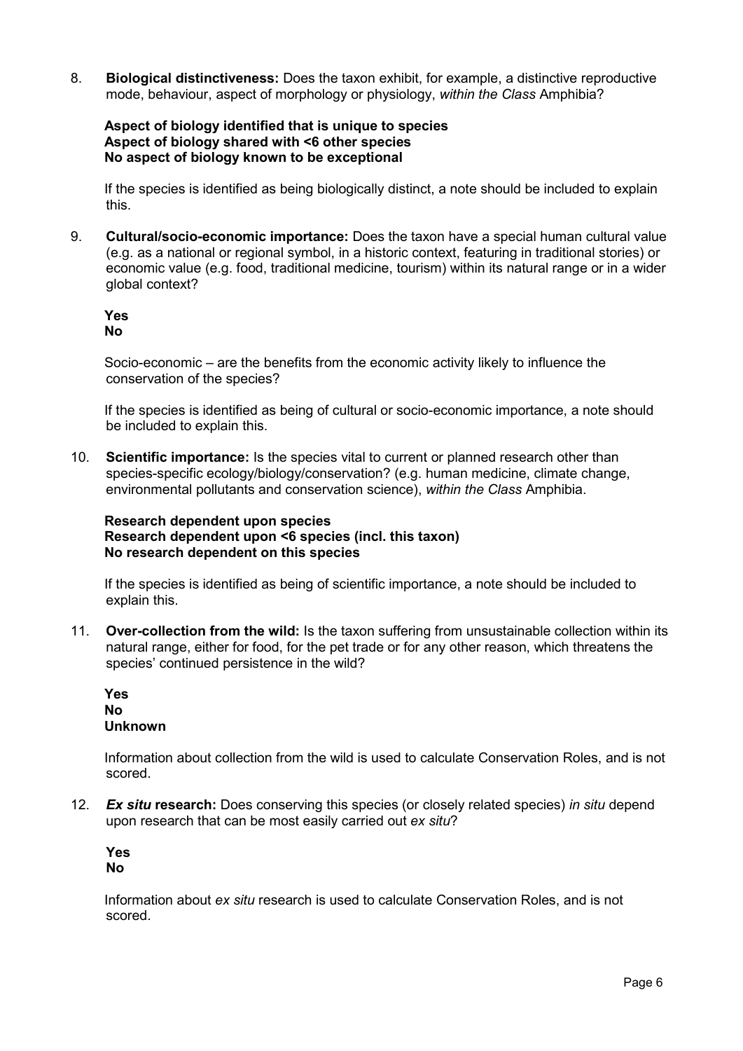8. **Biological distinctiveness:** Does the taxon exhibit, for example, a distinctive reproductive mode, behaviour, aspect of morphology or physiology, *within the Class* Amphibia?

   **Aspect of biology identified that is unique to species**
   **Aspect of biology shared with <6 other species**
   **No aspect of biology known to be exceptional**

   If the species is identified as being biologically distinct, a note should be included to explain this.

9. **Cultural/socio-economic importance:** Does the taxon have a special human cultural value (e.g. as a national or regional symbol, in a historic context, featuring in traditional stories) or economic value (e.g. food, traditional medicine, tourism) within its natural range or in a wider global context?

   **Yes**
   **No**

   Socio-economic – are the benefits from the economic activity likely to influence the conservation of the species?

   If the species is identified as being of cultural or socio-economic importance, a note should be included to explain this.

10. **Scientific importance:** Is the species vital to current or planned research other than species-specific ecology/biology/conservation? (e.g. human medicine, climate change, environmental pollutants and conservation science), *within the Class* Amphibia.

    **Research dependent upon species**
    **Research dependent upon <6 species (incl. this taxon)**
    **No research dependent on this species**

    If the species is identified as being of scientific importance, a note should be included to explain this.

11. **Over-collection from the wild:** Is the taxon suffering from unsustainable collection within its natural range, either for food, for the pet trade or for any other reason, which threatens the species' continued persistence in the wild?

    **Yes**
    **No**
    **Unknown**

    Information about collection from the wild is used to calculate Conservation Roles, and is not scored.

12. ***Ex situ* research:** Does conserving this species (or closely related species) *in situ* depend upon research that can be most easily carried out *ex situ*?

    **Yes**
    **No**

    Information about *ex situ* research is used to calculate Conservation Roles, and is not scored.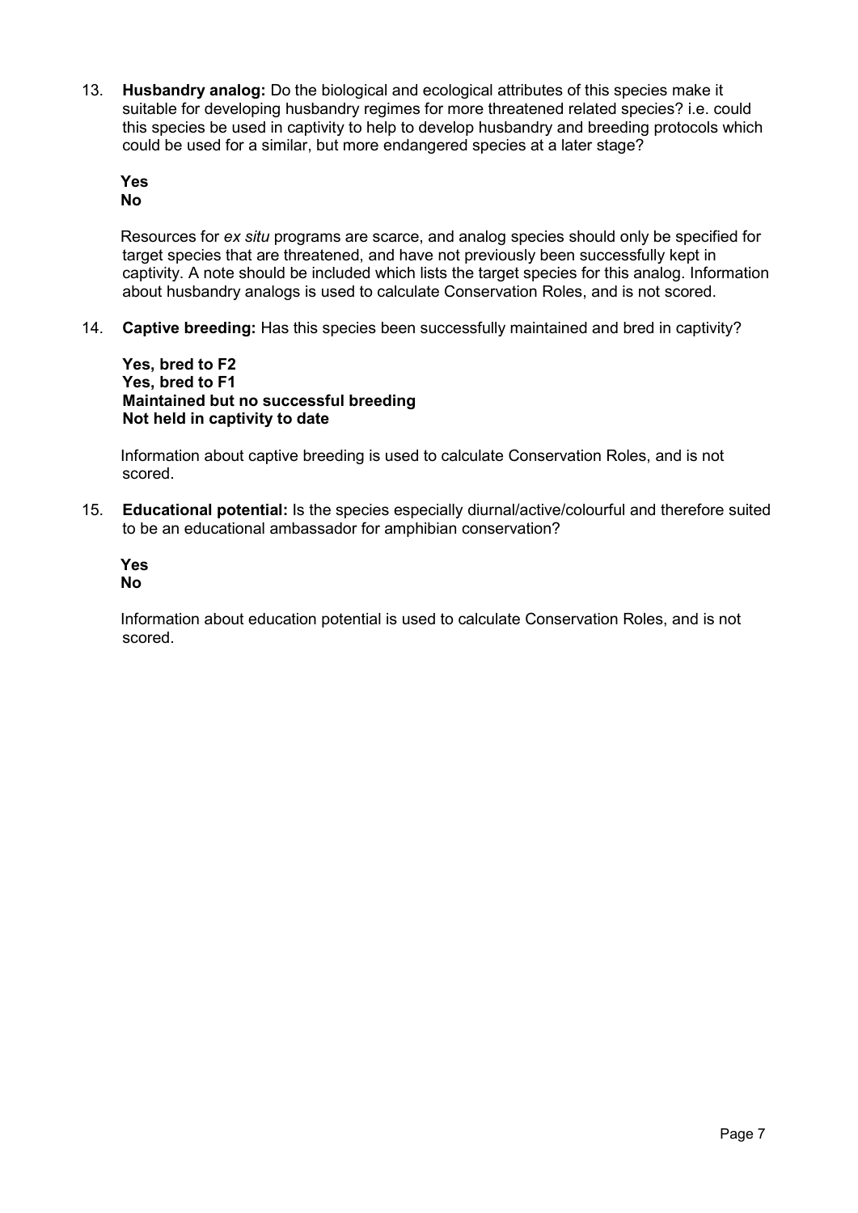13. **Husbandry analog:** Do the biological and ecological attributes of this species make it suitable for developing husbandry regimes for more threatened related species? i.e. could this species be used in captivity to help to develop husbandry and breeding protocols which could be used for a similar, but more endangered species at a later stage?

    **Yes**
    **No**

    Resources for *ex situ* programs are scarce, and analog species should only be specified for target species that are threatened, and have not previously been successfully kept in captivity. A note should be included which lists the target species for this analog. Information about husbandry analogs is used to calculate Conservation Roles, and is not scored.

14. **Captive breeding:** Has this species been successfully maintained and bred in captivity?

    **Yes, bred to F2**
    **Yes, bred to F1**
    **Maintained but no successful breeding**
    **Not held in captivity to date**

    Information about captive breeding is used to calculate Conservation Roles, and is not scored.

15. **Educational potential:** Is the species especially diurnal/active/colourful and therefore suited to be an educational ambassador for amphibian conservation?

    **Yes**
    **No**

    Information about education potential is used to calculate Conservation Roles, and is not scored.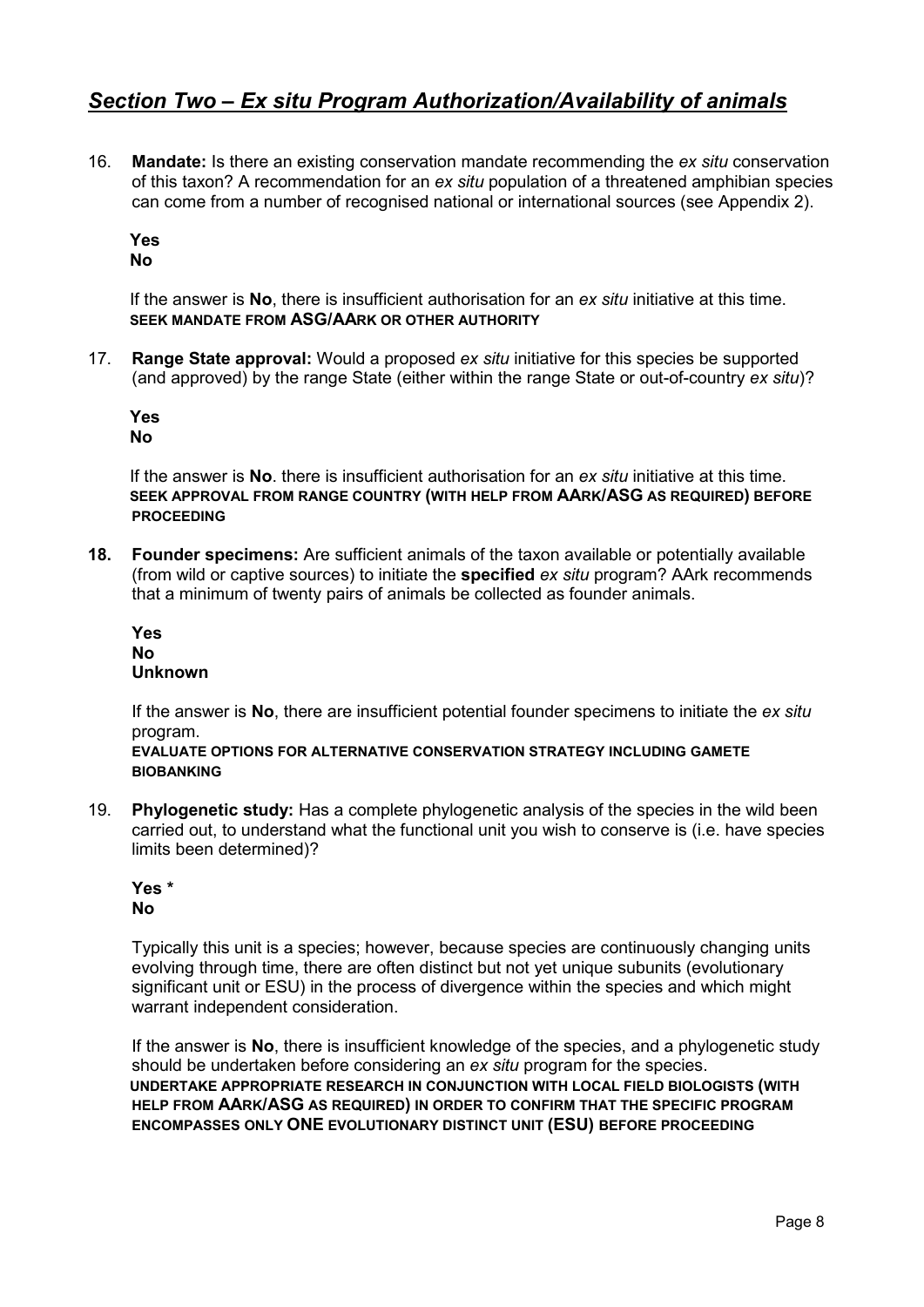## *Section Two – Ex situ Program Authorization/Availability of animals*

16. **Mandate:** Is there an existing conservation mandate recommending the *ex situ* conservation of this taxon? A recommendation for an *ex situ* population of a threatened amphibian species can come from a number of recognised national or international sources (see Appendix 2).

    **Yes**
    **No**

    If the answer is **No**, there is insufficient authorisation for an *ex situ* initiative at this time.
    **SEEK MANDATE FROM ASG/AARK OR OTHER AUTHORITY**

17. **Range State approval:** Would a proposed *ex situ* initiative for this species be supported (and approved) by the range State (either within the range State or out-of-country *ex situ*)?

    **Yes**
    **No**

    If the answer is **No**. there is insufficient authorisation for an *ex situ* initiative at this time.
    **SEEK APPROVAL FROM RANGE COUNTRY (WITH HELP FROM AARK/ASG AS REQUIRED) BEFORE PROCEEDING**

18. **Founder specimens:** Are sufficient animals of the taxon available or potentially available (from wild or captive sources) to initiate the **specified** *ex situ* program? AArk recommends that a minimum of twenty pairs of animals be collected as founder animals.

    **Yes**
    **No**
    **Unknown**

    If the answer is **No**, there are insufficient potential founder specimens to initiate the *ex situ* program.
    **EVALUATE OPTIONS FOR ALTERNATIVE CONSERVATION STRATEGY INCLUDING GAMETE BIOBANKING**

19. **Phylogenetic study:** Has a complete phylogenetic analysis of the species in the wild been carried out, to understand what the functional unit you wish to conserve is (i.e. have species limits been determined)?

    **Yes ***
    **No**

    Typically this unit is a species; however, because species are continuously changing units evolving through time, there are often distinct but not yet unique subunits (evolutionary significant unit or ESU) in the process of divergence within the species and which might warrant independent consideration.

    If the answer is **No**, there is insufficient knowledge of the species, and a phylogenetic study should be undertaken before considering an *ex situ* program for the species.
    **UNDERTAKE APPROPRIATE RESEARCH IN CONJUNCTION WITH LOCAL FIELD BIOLOGISTS (WITH HELP FROM AARK/ASG AS REQUIRED) IN ORDER TO CONFIRM THAT THE SPECIFIC PROGRAM ENCOMPASSES ONLY ONE EVOLUTIONARY DISTINCT UNIT (ESU) BEFORE PROCEEDING**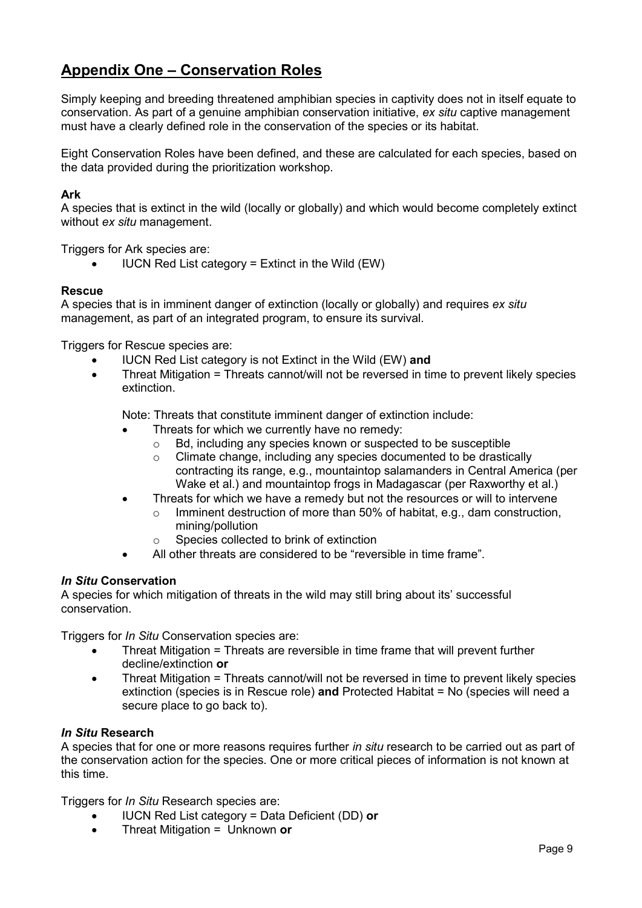## Appendix One – Conservation Roles

Simply keeping and breeding threatened amphibian species in captivity does not in itself equate to conservation. As part of a genuine amphibian conservation initiative, *ex situ* captive management must have a clearly defined role in the conservation of the species or its habitat.

Eight Conservation Roles have been defined, and these are calculated for each species, based on the data provided during the prioritization workshop.

### Ark

A species that is extinct in the wild (locally or globally) and which would become completely extinct without *ex situ* management.

Triggers for Ark species are:

- IUCN Red List category = Extinct in the Wild (EW)

### Rescue

A species that is in imminent danger of extinction (locally or globally) and requires *ex situ* management, as part of an integrated program, to ensure its survival.

Triggers for Rescue species are:

- IUCN Red List category is not Extinct in the Wild (EW) **and**
- Threat Mitigation = Threats cannot/will not be reversed in time to prevent likely species extinction.

  Note: Threats that constitute imminent danger of extinction include:

  - Threats for which we currently have no remedy:
    - Bd, including any species known or suspected to be susceptible
    - Climate change, including any species documented to be drastically contracting its range, e.g., mountaintop salamanders in Central America (per Wake et al.) and mountaintop frogs in Madagascar (per Raxworthy et al.)
  - Threats for which we have a remedy but not the resources or will to intervene
    - Imminent destruction of more than 50% of habitat, e.g., dam construction, mining/pollution
    - Species collected to brink of extinction
  - All other threats are considered to be "reversible in time frame".

### *In Situ* Conservation

A species for which mitigation of threats in the wild may still bring about its' successful conservation.

Triggers for *In Situ* Conservation species are:

- Threat Mitigation = Threats are reversible in time frame that will prevent further decline/extinction **or**
- Threat Mitigation = Threats cannot/will not be reversed in time to prevent likely species extinction (species is in Rescue role) **and** Protected Habitat = No (species will need a secure place to go back to).

### *In Situ* Research

A species that for one or more reasons requires further *in situ* research to be carried out as part of the conservation action for the species. One or more critical pieces of information is not known at this time.

Triggers for *In Situ* Research species are:

- IUCN Red List category = Data Deficient (DD) **or**
- Threat Mitigation = Unknown **or**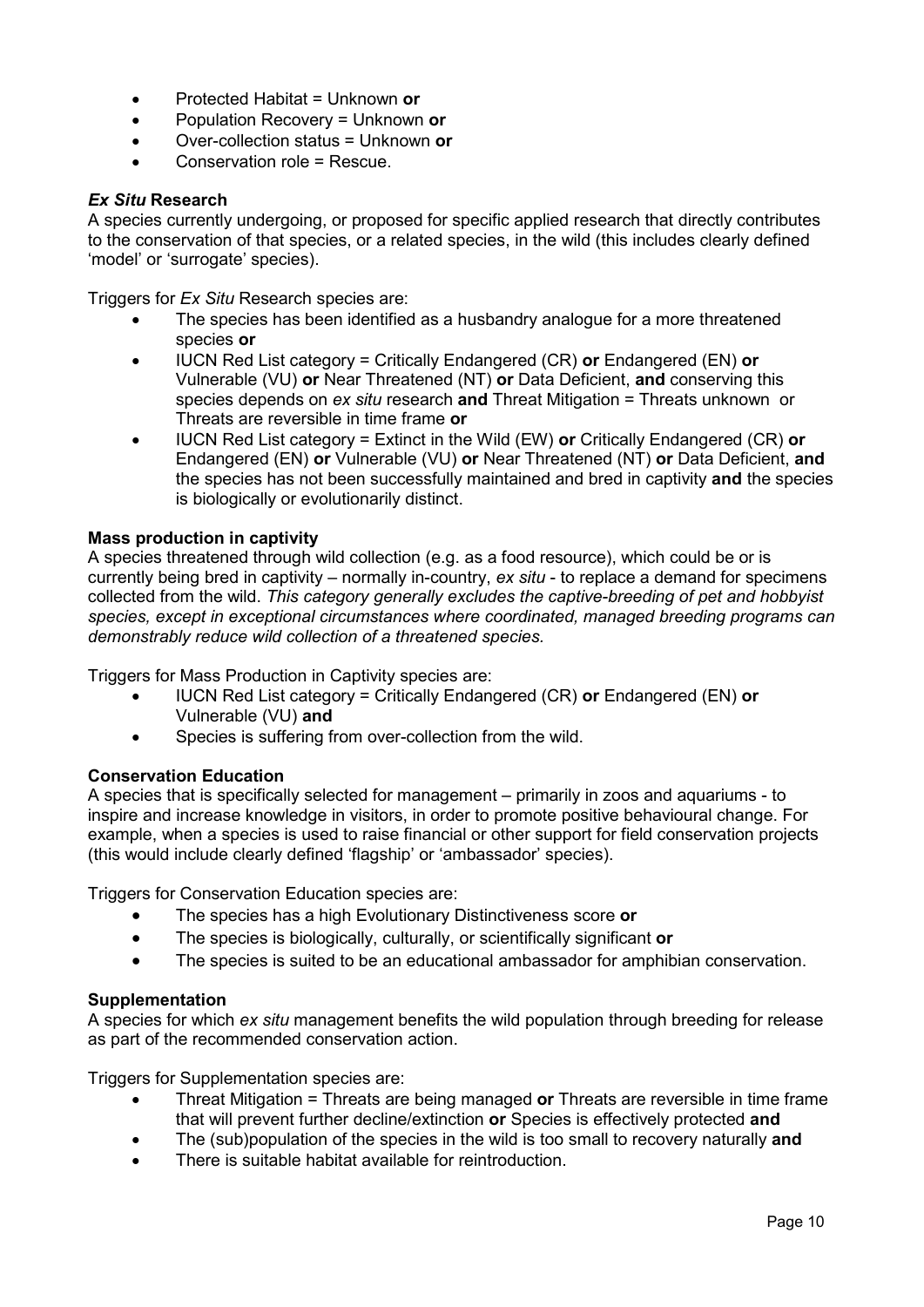- Protected Habitat = Unknown **or**
- Population Recovery = Unknown **or**
- Over-collection status = Unknown **or**
- Conservation role = Rescue.

### *Ex Situ* Research

A species currently undergoing, or proposed for specific applied research that directly contributes to the conservation of that species, or a related species, in the wild (this includes clearly defined 'model' or 'surrogate' species).

Triggers for *Ex Situ* Research species are:

- The species has been identified as a husbandry analogue for a more threatened species **or**
- IUCN Red List category = Critically Endangered (CR) **or** Endangered (EN) **or** Vulnerable (VU) **or** Near Threatened (NT) **or** Data Deficient, **and** conserving this species depends on *ex situ* research **and** Threat Mitigation = Threats unknown or Threats are reversible in time frame **or**
- IUCN Red List category = Extinct in the Wild (EW) **or** Critically Endangered (CR) **or** Endangered (EN) **or** Vulnerable (VU) **or** Near Threatened (NT) **or** Data Deficient, **and** the species has not been successfully maintained and bred in captivity **and** the species is biologically or evolutionarily distinct.

### Mass production in captivity

A species threatened through wild collection (e.g. as a food resource), which could be or is currently being bred in captivity – normally in-country, *ex situ* - to replace a demand for specimens collected from the wild. *This category generally excludes the captive-breeding of pet and hobbyist species, except in exceptional circumstances where coordinated, managed breeding programs can demonstrably reduce wild collection of a threatened species.*

Triggers for Mass Production in Captivity species are:

- IUCN Red List category = Critically Endangered (CR) **or** Endangered (EN) **or** Vulnerable (VU) **and**
- Species is suffering from over-collection from the wild.

### Conservation Education

A species that is specifically selected for management – primarily in zoos and aquariums - to inspire and increase knowledge in visitors, in order to promote positive behavioural change. For example, when a species is used to raise financial or other support for field conservation projects (this would include clearly defined 'flagship' or 'ambassador' species).

Triggers for Conservation Education species are:

- The species has a high Evolutionary Distinctiveness score **or**
- The species is biologically, culturally, or scientifically significant **or**
- The species is suited to be an educational ambassador for amphibian conservation.

### Supplementation

A species for which *ex situ* management benefits the wild population through breeding for release as part of the recommended conservation action.

Triggers for Supplementation species are:

- Threat Mitigation = Threats are being managed **or** Threats are reversible in time frame that will prevent further decline/extinction **or** Species is effectively protected **and**
- The (sub)population of the species in the wild is too small to recovery naturally **and**
- There is suitable habitat available for reintroduction.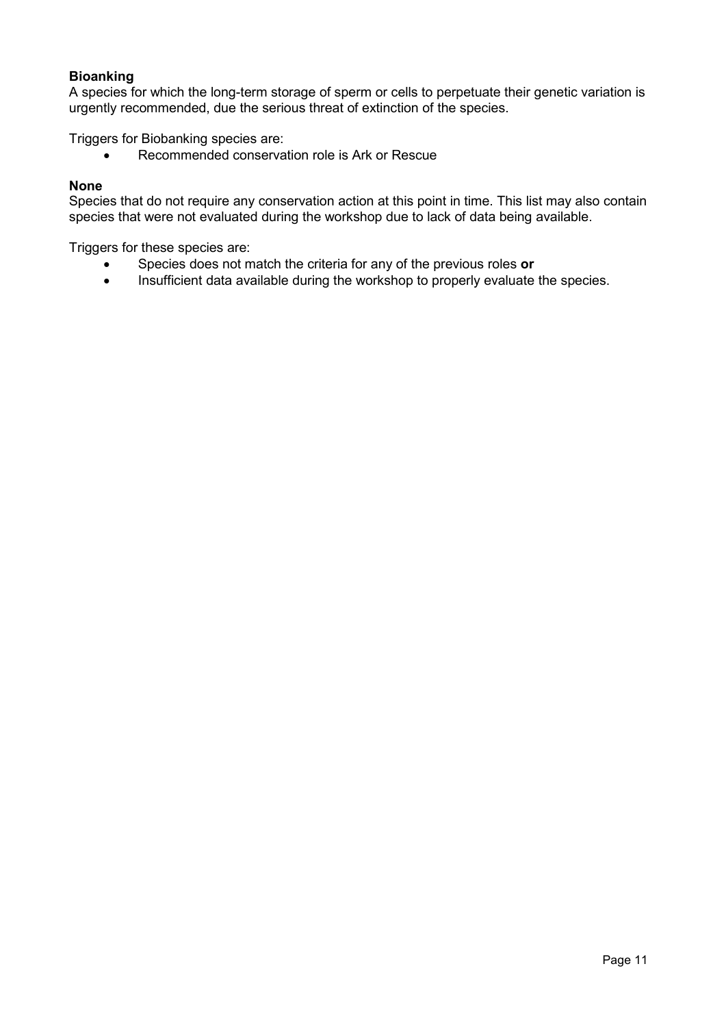**Bioanking**
A species for which the long-term storage of sperm or cells to perpetuate their genetic variation is urgently recommended, due the serious threat of extinction of the species.

Triggers for Biobanking species are:

- Recommended conservation role is Ark or Rescue

**None**
Species that do not require any conservation action at this point in time. This list may also contain species that were not evaluated during the workshop due to lack of data being available.

Triggers for these species are:

- Species does not match the criteria for any of the previous roles **or**
- Insufficient data available during the workshop to properly evaluate the species.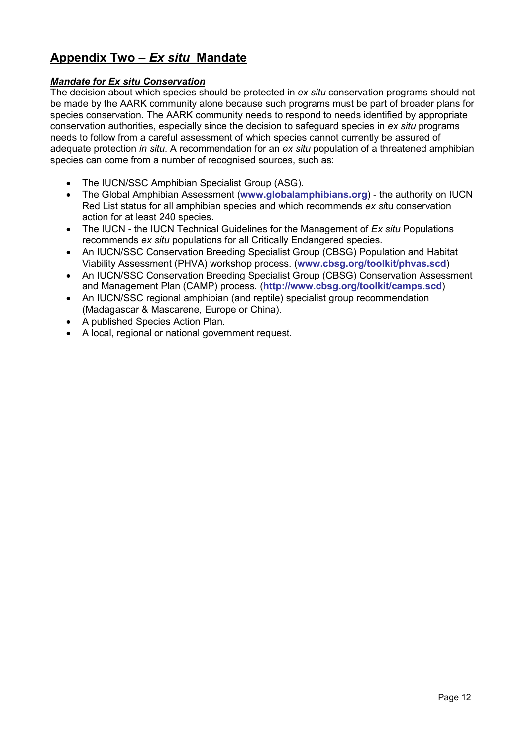## Appendix Two – *Ex situ* Mandate

***Mandate for Ex situ Conservation***

The decision about which species should be protected in *ex situ* conservation programs should not be made by the AARK community alone because such programs must be part of broader plans for species conservation. The AARK community needs to respond to needs identified by appropriate conservation authorities, especially since the decision to safeguard species in *ex situ* programs needs to follow from a careful assessment of which species cannot currently be assured of adequate protection *in situ*. A recommendation for an *ex situ* population of a threatened amphibian species can come from a number of recognised sources, such as:

- The IUCN/SSC Amphibian Specialist Group (ASG).
- The Global Amphibian Assessment (**www.globalamphibians.org**) - the authority on IUCN Red List status for all amphibian species and which recommends *ex si*tu conservation action for at least 240 species.
- The IUCN - the IUCN Technical Guidelines for the Management of *Ex situ* Populations recommends *ex situ* populations for all Critically Endangered species.
- An IUCN/SSC Conservation Breeding Specialist Group (CBSG) Population and Habitat Viability Assessment (PHVA) workshop process. (**www.cbsg.org/toolkit/phvas.scd**)
- An IUCN/SSC Conservation Breeding Specialist Group (CBSG) Conservation Assessment and Management Plan (CAMP) process. (**http://www.cbsg.org/toolkit/camps.scd**)
- An IUCN/SSC regional amphibian (and reptile) specialist group recommendation (Madagascar & Mascarene, Europe or China).
- A published Species Action Plan.
- A local, regional or national government request.